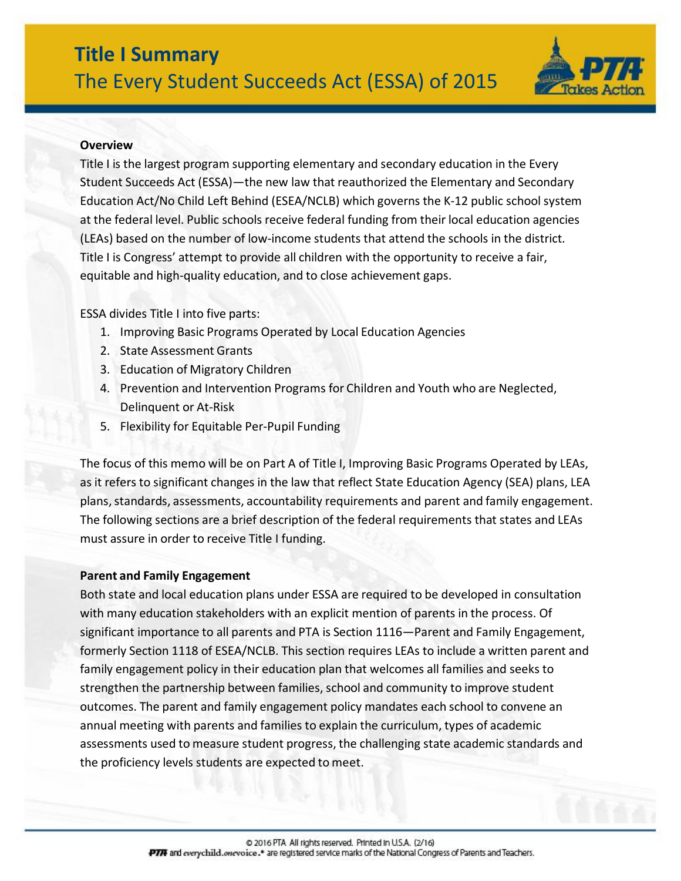# Title I Summary

## The Every Student Succeeds Act (ESSA) of 2015

**Overview**

Title I is the largest program supporting elementary and secondary education in the Every Student Succeeds Act (ESSA)—the new law that reauthorized the Elementary and Secondary Education Act/No Child Left Behind (ESEA/NCLB) which governs the K-12 public school system at the federal level. Public schools receive federal funding from their local education agencies (LEAs) based on the number of low-income students that attend the schools in the district. Title I is Congress' attempt to provide all children with the opportunity to receive a fair, equitable and high-quality education, and to close achievement gaps.

ESSA divides Title I into five parts:

1. Improving Basic Programs Operated by Local Education Agencies
2. State Assessment Grants
3. Education of Migratory Children
4. Prevention and Intervention Programs for Children and Youth who are Neglected, Delinquent or At-Risk
5. Flexibility for Equitable Per-Pupil Funding

The focus of this memo will be on Part A of Title I, Improving Basic Programs Operated by LEAs, as it refers to significant changes in the law that reflect State Education Agency (SEA) plans, LEA plans, standards, assessments, accountability requirements and parent and family engagement. The following sections are a brief description of the federal requirements that states and LEAs must assure in order to receive Title I funding.

**Parent and Family Engagement**

Both state and local education plans under ESSA are required to be developed in consultation with many education stakeholders with an explicit mention of parents in the process. Of significant importance to all parents and PTA is Section 1116—Parent and Family Engagement, formerly Section 1118 of ESEA/NCLB. This section requires LEAs to include a written parent and family engagement policy in their education plan that welcomes all families and seeks to strengthen the partnership between families, school and community to improve student outcomes. The parent and family engagement policy mandates each school to convene an annual meeting with parents and families to explain the curriculum, types of academic assessments used to measure student progress, the challenging state academic standards and the proficiency levels students are expected to meet.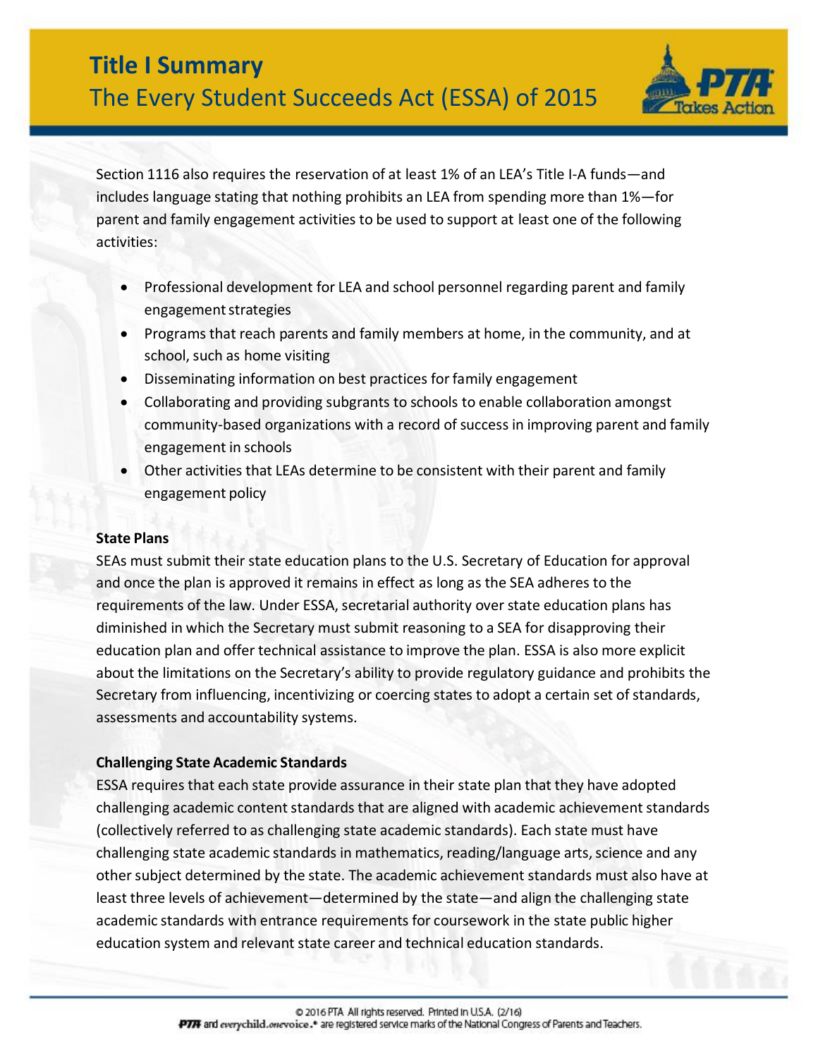Section 1116 also requires the reservation of at least 1% of an LEA's Title I-A funds—and includes language stating that nothing prohibits an LEA from spending more than 1%—for parent and family engagement activities to be used to support at least one of the following activities:

- Professional development for LEA and school personnel regarding parent and family engagement strategies
- Programs that reach parents and family members at home, in the community, and at school, such as home visiting
- Disseminating information on best practices for family engagement
- Collaborating and providing subgrants to schools to enable collaboration amongst community-based organizations with a record of success in improving parent and family engagement in schools
- Other activities that LEAs determine to be consistent with their parent and family engagement policy

**State Plans**

SEAs must submit their state education plans to the U.S. Secretary of Education for approval and once the plan is approved it remains in effect as long as the SEA adheres to the requirements of the law. Under ESSA, secretarial authority over state education plans has diminished in which the Secretary must submit reasoning to a SEA for disapproving their education plan and offer technical assistance to improve the plan. ESSA is also more explicit about the limitations on the Secretary's ability to provide regulatory guidance and prohibits the Secretary from influencing, incentivizing or coercing states to adopt a certain set of standards, assessments and accountability systems.

**Challenging State Academic Standards**

ESSA requires that each state provide assurance in their state plan that they have adopted challenging academic content standards that are aligned with academic achievement standards (collectively referred to as challenging state academic standards). Each state must have challenging state academic standards in mathematics, reading/language arts, science and any other subject determined by the state. The academic achievement standards must also have at least three levels of achievement—determined by the state—and align the challenging state academic standards with entrance requirements for coursework in the state public higher education system and relevant state career and technical education standards.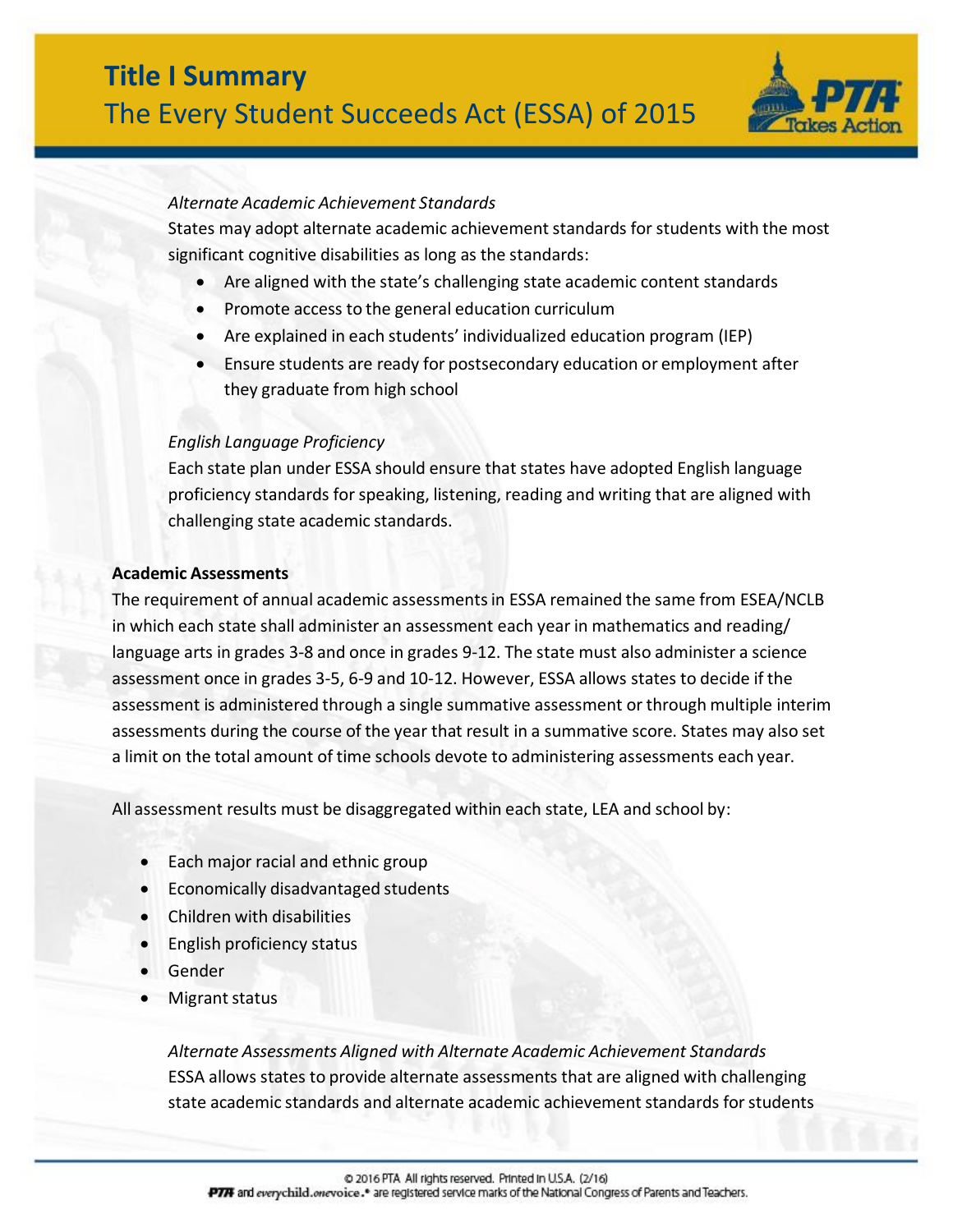*Alternate Academic Achievement Standards*

States may adopt alternate academic achievement standards for students with the most significant cognitive disabilities as long as the standards:

- Are aligned with the state's challenging state academic content standards
- Promote access to the general education curriculum
- Are explained in each students' individualized education program (IEP)
- Ensure students are ready for postsecondary education or employment after they graduate from high school

*English Language Proficiency*

Each state plan under ESSA should ensure that states have adopted English language proficiency standards for speaking, listening, reading and writing that are aligned with challenging state academic standards.

**Academic Assessments**

The requirement of annual academic assessments in ESSA remained the same from ESEA/NCLB in which each state shall administer an assessment each year in mathematics and reading/ language arts in grades 3-8 and once in grades 9-12. The state must also administer a science assessment once in grades 3-5, 6-9 and 10-12. However, ESSA allows states to decide if the assessment is administered through a single summative assessment or through multiple interim assessments during the course of the year that result in a summative score. States may also set a limit on the total amount of time schools devote to administering assessments each year.

All assessment results must be disaggregated within each state, LEA and school by:

- Each major racial and ethnic group
- Economically disadvantaged students
- Children with disabilities
- English proficiency status
- Gender
- Migrant status

*Alternate Assessments Aligned with Alternate Academic Achievement Standards*

ESSA allows states to provide alternate assessments that are aligned with challenging state academic standards and alternate academic achievement standards for students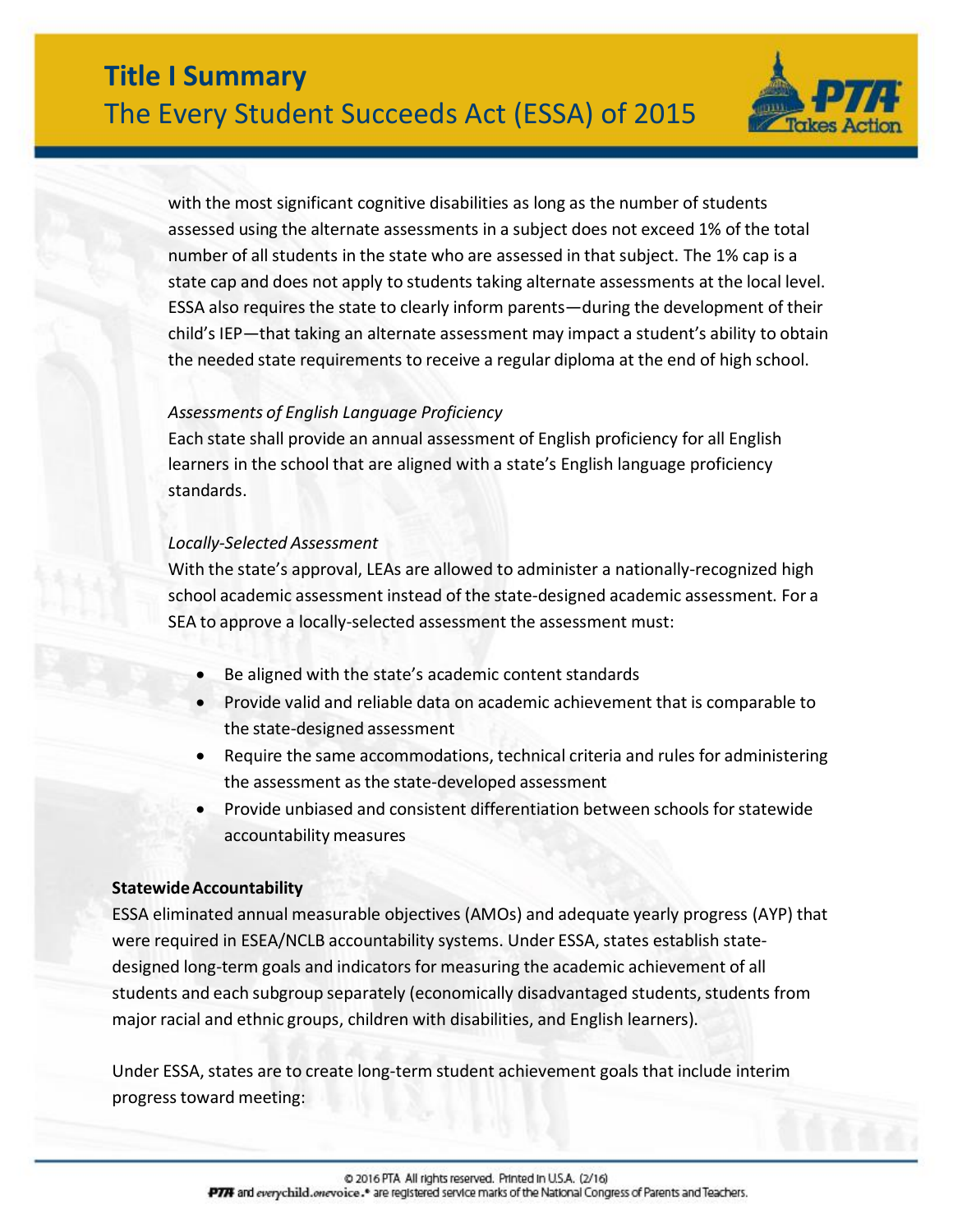with the most significant cognitive disabilities as long as the number of students assessed using the alternate assessments in a subject does not exceed 1% of the total number of all students in the state who are assessed in that subject. The 1% cap is a state cap and does not apply to students taking alternate assessments at the local level. ESSA also requires the state to clearly inform parents—during the development of their child's IEP—that taking an alternate assessment may impact a student's ability to obtain the needed state requirements to receive a regular diploma at the end of high school.

*Assessments of English Language Proficiency*

Each state shall provide an annual assessment of English proficiency for all English learners in the school that are aligned with a state's English language proficiency standards.

*Locally-Selected Assessment*

With the state's approval, LEAs are allowed to administer a nationally-recognized high school academic assessment instead of the state-designed academic assessment. For a SEA to approve a locally-selected assessment the assessment must:

- Be aligned with the state's academic content standards
- Provide valid and reliable data on academic achievement that is comparable to the state-designed assessment
- Require the same accommodations, technical criteria and rules for administering the assessment as the state-developed assessment
- Provide unbiased and consistent differentiation between schools for statewide accountability measures

**Statewide Accountability**

ESSA eliminated annual measurable objectives (AMOs) and adequate yearly progress (AYP) that were required in ESEA/NCLB accountability systems. Under ESSA, states establish state-designed long-term goals and indicators for measuring the academic achievement of all students and each subgroup separately (economically disadvantaged students, students from major racial and ethnic groups, children with disabilities, and English learners).

Under ESSA, states are to create long-term student achievement goals that include interim progress toward meeting: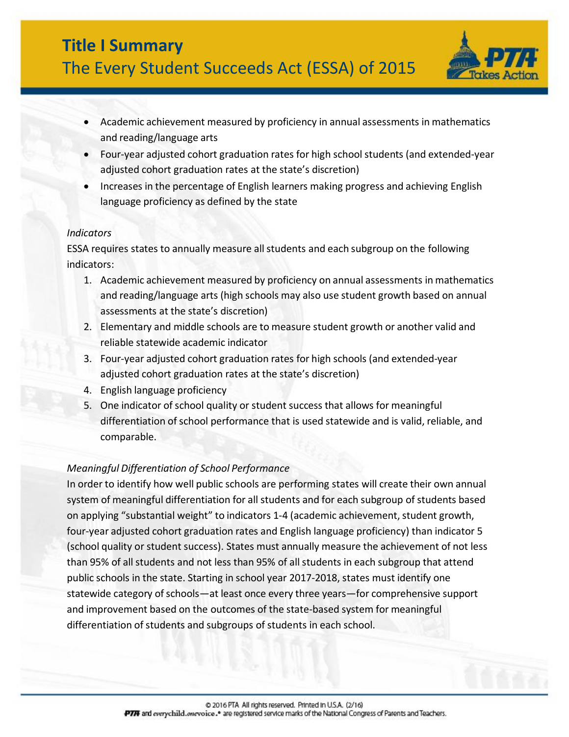- Academic achievement measured by proficiency in annual assessments in mathematics and reading/language arts
- Four-year adjusted cohort graduation rates for high school students (and extended-year adjusted cohort graduation rates at the state's discretion)
- Increases in the percentage of English learners making progress and achieving English language proficiency as defined by the state

*Indicators*

ESSA requires states to annually measure all students and each subgroup on the following indicators:

1. Academic achievement measured by proficiency on annual assessments in mathematics and reading/language arts (high schools may also use student growth based on annual assessments at the state's discretion)
2. Elementary and middle schools are to measure student growth or another valid and reliable statewide academic indicator
3. Four-year adjusted cohort graduation rates for high schools (and extended-year adjusted cohort graduation rates at the state's discretion)
4. English language proficiency
5. One indicator of school quality or student success that allows for meaningful differentiation of school performance that is used statewide and is valid, reliable, and comparable.

*Meaningful Differentiation of School Performance*

In order to identify how well public schools are performing states will create their own annual system of meaningful differentiation for all students and for each subgroup of students based on applying "substantial weight" to indicators 1-4 (academic achievement, student growth, four-year adjusted cohort graduation rates and English language proficiency) than indicator 5 (school quality or student success). States must annually measure the achievement of not less than 95% of all students and not less than 95% of all students in each subgroup that attend public schools in the state. Starting in school year 2017-2018, states must identify one statewide category of schools—at least once every three years—for comprehensive support and improvement based on the outcomes of the state-based system for meaningful differentiation of students and subgroups of students in each school.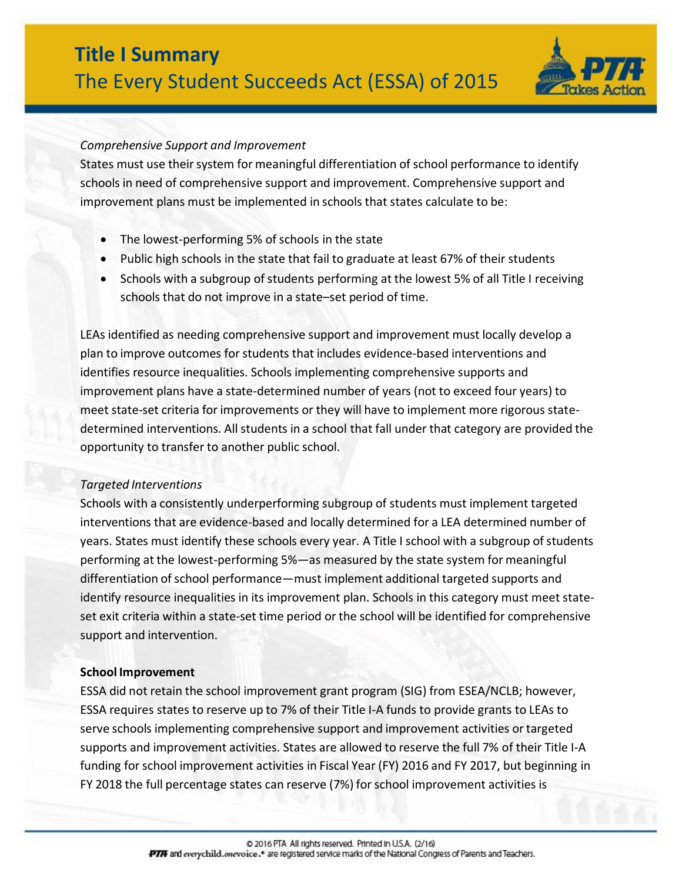*Comprehensive Support and Improvement*

States must use their system for meaningful differentiation of school performance to identify schools in need of comprehensive support and improvement. Comprehensive support and improvement plans must be implemented in schools that states calculate to be:

- The lowest-performing 5% of schools in the state
- Public high schools in the state that fail to graduate at least 67% of their students
- Schools with a subgroup of students performing at the lowest 5% of all Title I receiving schools that do not improve in a state–set period of time.

LEAs identified as needing comprehensive support and improvement must locally develop a plan to improve outcomes for students that includes evidence-based interventions and identifies resource inequalities. Schools implementing comprehensive supports and improvement plans have a state-determined number of years (not to exceed four years) to meet state-set criteria for improvements or they will have to implement more rigorous state-determined interventions. All students in a school that fall under that category are provided the opportunity to transfer to another public school.

*Targeted Interventions*

Schools with a consistently underperforming subgroup of students must implement targeted interventions that are evidence-based and locally determined for a LEA determined number of years. States must identify these schools every year. A Title I school with a subgroup of students performing at the lowest-performing 5%—as measured by the state system for meaningful differentiation of school performance—must implement additional targeted supports and identify resource inequalities in its improvement plan. Schools in this category must meet state-set exit criteria within a state-set time period or the school will be identified for comprehensive support and intervention.

**School Improvement**

ESSA did not retain the school improvement grant program (SIG) from ESEA/NCLB; however, ESSA requires states to reserve up to 7% of their Title I-A funds to provide grants to LEAs to serve schools implementing comprehensive support and improvement activities or targeted supports and improvement activities. States are allowed to reserve the full 7% of their Title I-A funding for school improvement activities in Fiscal Year (FY) 2016 and FY 2017, but beginning in FY 2018 the full percentage states can reserve (7%) for school improvement activities is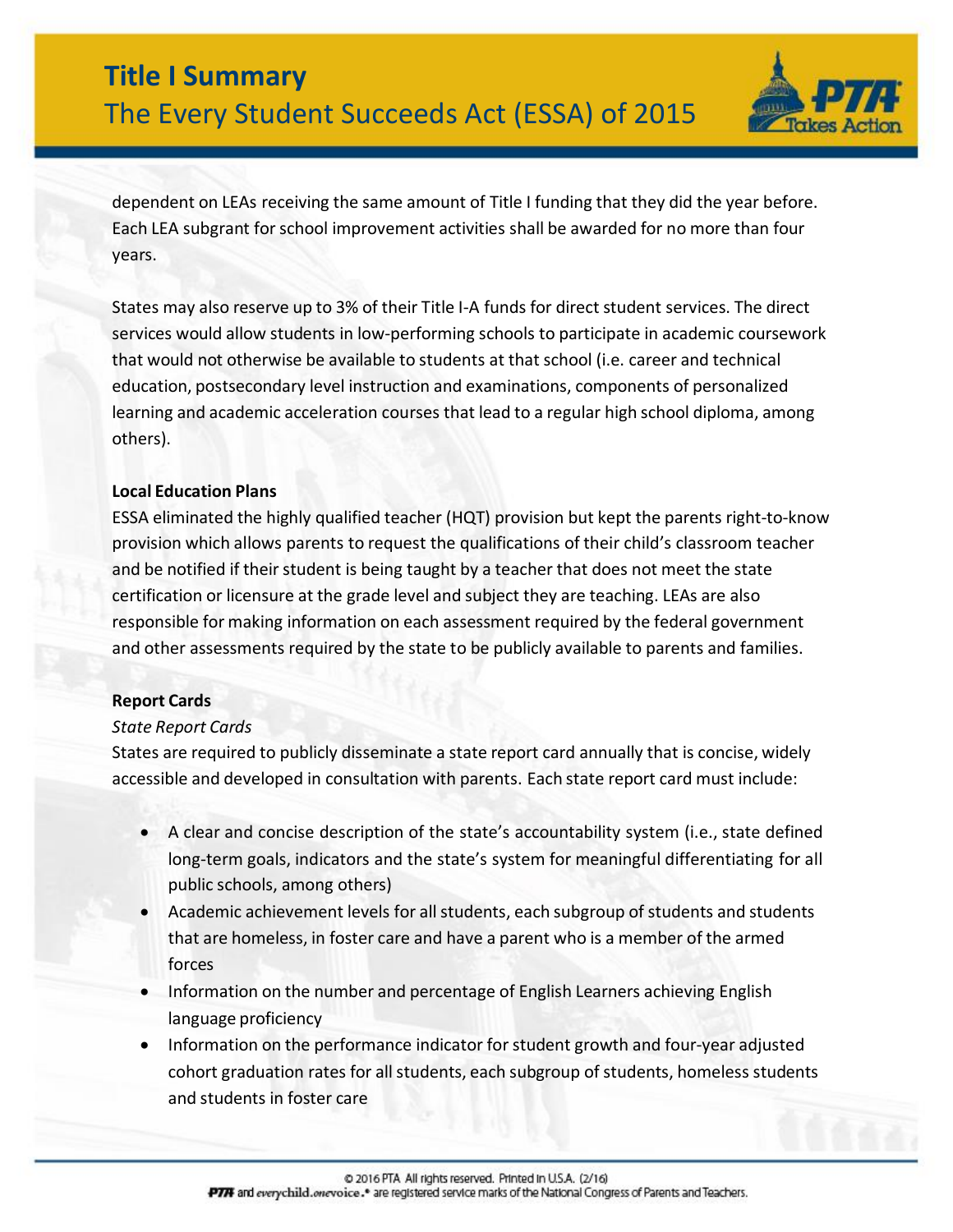dependent on LEAs receiving the same amount of Title I funding that they did the year before. Each LEA subgrant for school improvement activities shall be awarded for no more than four years.

States may also reserve up to 3% of their Title I-A funds for direct student services. The direct services would allow students in low-performing schools to participate in academic coursework that would not otherwise be available to students at that school (i.e. career and technical education, postsecondary level instruction and examinations, components of personalized learning and academic acceleration courses that lead to a regular high school diploma, among others).

**Local Education Plans**

ESSA eliminated the highly qualified teacher (HQT) provision but kept the parents right-to-know provision which allows parents to request the qualifications of their child's classroom teacher and be notified if their student is being taught by a teacher that does not meet the state certification or licensure at the grade level and subject they are teaching. LEAs are also responsible for making information on each assessment required by the federal government and other assessments required by the state to be publicly available to parents and families.

**Report Cards**

*State Report Cards*

States are required to publicly disseminate a state report card annually that is concise, widely accessible and developed in consultation with parents. Each state report card must include:

- A clear and concise description of the state's accountability system (i.e., state defined long-term goals, indicators and the state's system for meaningful differentiating for all public schools, among others)
- Academic achievement levels for all students, each subgroup of students and students that are homeless, in foster care and have a parent who is a member of the armed forces
- Information on the number and percentage of English Learners achieving English language proficiency
- Information on the performance indicator for student growth and four-year adjusted cohort graduation rates for all students, each subgroup of students, homeless students and students in foster care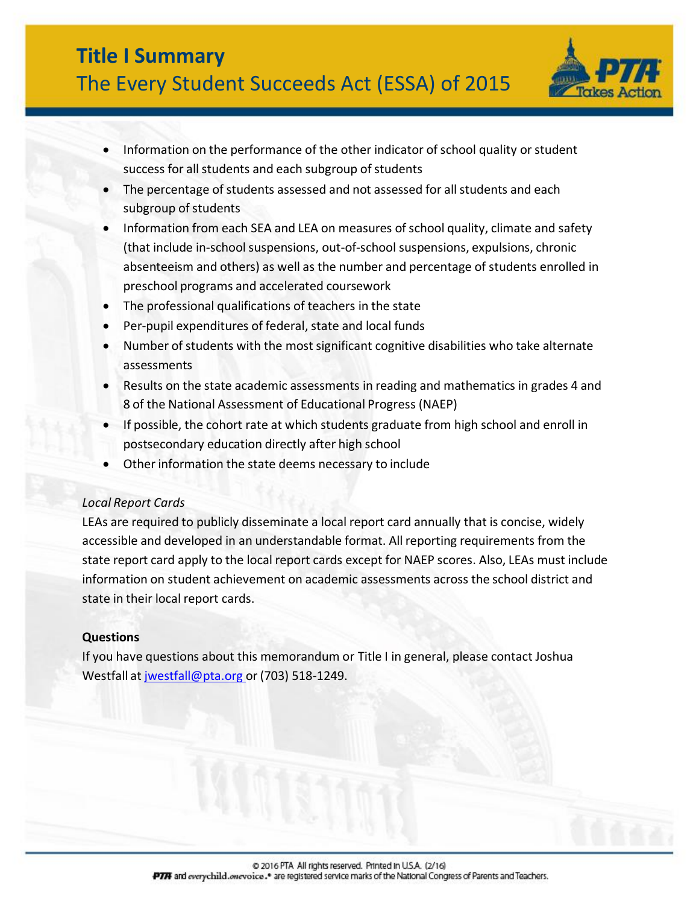- Information on the performance of the other indicator of school quality or student success for all students and each subgroup of students
- The percentage of students assessed and not assessed for all students and each subgroup of students
- Information from each SEA and LEA on measures of school quality, climate and safety (that include in-school suspensions, out-of-school suspensions, expulsions, chronic absenteeism and others) as well as the number and percentage of students enrolled in preschool programs and accelerated coursework
- The professional qualifications of teachers in the state
- Per-pupil expenditures of federal, state and local funds
- Number of students with the most significant cognitive disabilities who take alternate assessments
- Results on the state academic assessments in reading and mathematics in grades 4 and 8 of the National Assessment of Educational Progress (NAEP)
- If possible, the cohort rate at which students graduate from high school and enroll in postsecondary education directly after high school
- Other information the state deems necessary to include

*Local Report Cards*

LEAs are required to publicly disseminate a local report card annually that is concise, widely accessible and developed in an understandable format. All reporting requirements from the state report card apply to the local report cards except for NAEP scores. Also, LEAs must include information on student achievement on academic assessments across the school district and state in their local report cards.

**Questions**

If you have questions about this memorandum or Title I in general, please contact Joshua Westfall at jwestfall@pta.org or (703) 518-1249.

© 2016 PTA All rights reserved. Printed in U.S.A. (2/16)

PTA and everychild.onevoice.® are registered service marks of the National Congress of Parents and Teachers.